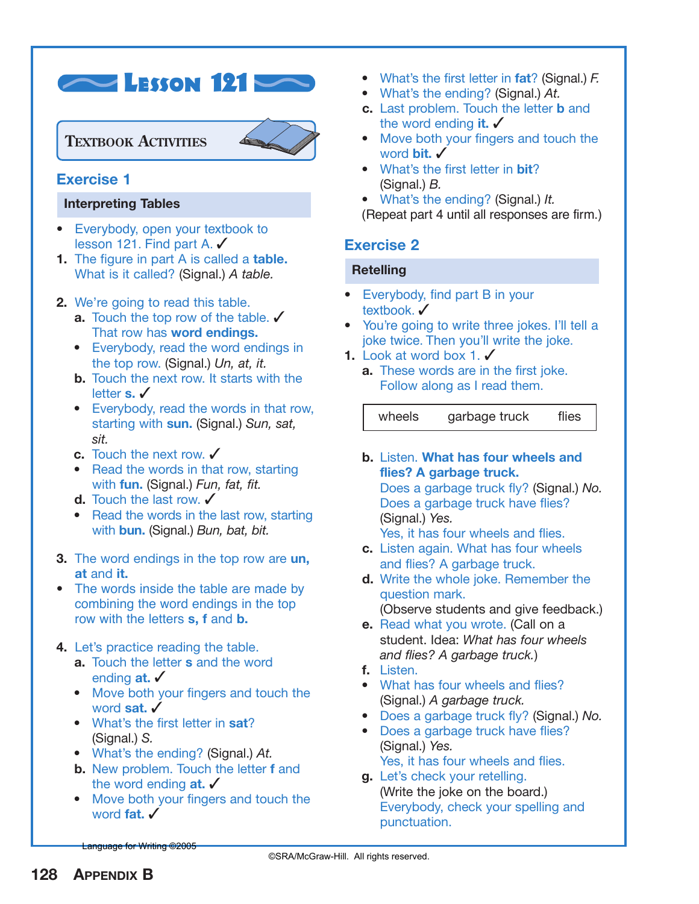# Lesson 121

## Textbook Activities

### Exercise 1

**Interpreting Tables**

- Everybody, open your textbook to lesson 121. Find part A. ✓

1. The figure in part A is called a **table.** What is it called? (Signal.) *A table.*

2. We're going to read this table.
   - **a.** Touch the top row of the table. ✓ That row has **word endings.**
     - Everybody, read the word endings in the top row. (Signal.) *Un, at, it.*
   - **b.** Touch the next row. It starts with the letter **s.** ✓
     - Everybody, read the words in that row, starting with **sun.** (Signal.) *Sun, sat, sit.*
   - **c.** Touch the next row. ✓
     - Read the words in that row, starting with **fun.** (Signal.) *Fun, fat, fit.*
   - **d.** Touch the last row. ✓
     - Read the words in the last row, starting with **bun.** (Signal.) *Bun, bat, bit.*

3. The word endings in the top row are **un, at** and **it.**
   - The words inside the table are made by combining the word endings in the top row with the letters **s, f** and **b.**

4. Let's practice reading the table.
   - **a.** Touch the letter **s** and the word ending **at.** ✓
     - Move both your fingers and touch the word **sat.** ✓
     - What's the first letter in **sat**? (Signal.) *S.*
     - What's the ending? (Signal.) *At.*
   - **b.** New problem. Touch the letter **f** and the word ending **at.** ✓
     - Move both your fingers and touch the word **fat.** ✓
     - What's the first letter in **fat**? (Signal.) *F.*
     - What's the ending? (Signal.) *At.*
   - **c.** Last problem. Touch the letter **b** and the word ending **it.** ✓
     - Move both your fingers and touch the word **bit.** ✓
     - What's the first letter in **bit**? (Signal.) *B.*
     - What's the ending? (Signal.) *It.*

   (Repeat part 4 until all responses are firm.)

### Exercise 2

**Retelling**

- Everybody, find part B in your textbook. ✓
- You're going to write three jokes. I'll tell a joke twice. Then you'll write the joke.

1. Look at word box 1. ✓
   - **a.** These words are in the first joke. Follow along as I read them.

| wheels | garbage truck | flies |
|---|---|---|

   - **b.** Listen. **What has four wheels and flies? A garbage truck.** Does a garbage truck fly? (Signal.) *No.* Does a garbage truck have flies? (Signal.) *Yes.* Yes, it has four wheels and flies.
   - **c.** Listen again. What has four wheels and flies? A garbage truck.
   - **d.** Write the whole joke. Remember the question mark. (Observe students and give feedback.)
   - **e.** Read what you wrote. (Call on a student. Idea: *What has four wheels and flies? A garbage truck.*)
   - **f.** Listen.
     - What has four wheels and flies? (Signal.) *A garbage truck.*
     - Does a garbage truck fly? (Signal.) *No.*
     - Does a garbage truck have flies? (Signal.) *Yes.* Yes, it has four wheels and flies.
   - **g.** Let's check your retelling. (Write the joke on the board.) Everybody, check your spelling and punctuation.

Language for Writing ©2005

©SRA/McGraw-Hill. All rights reserved.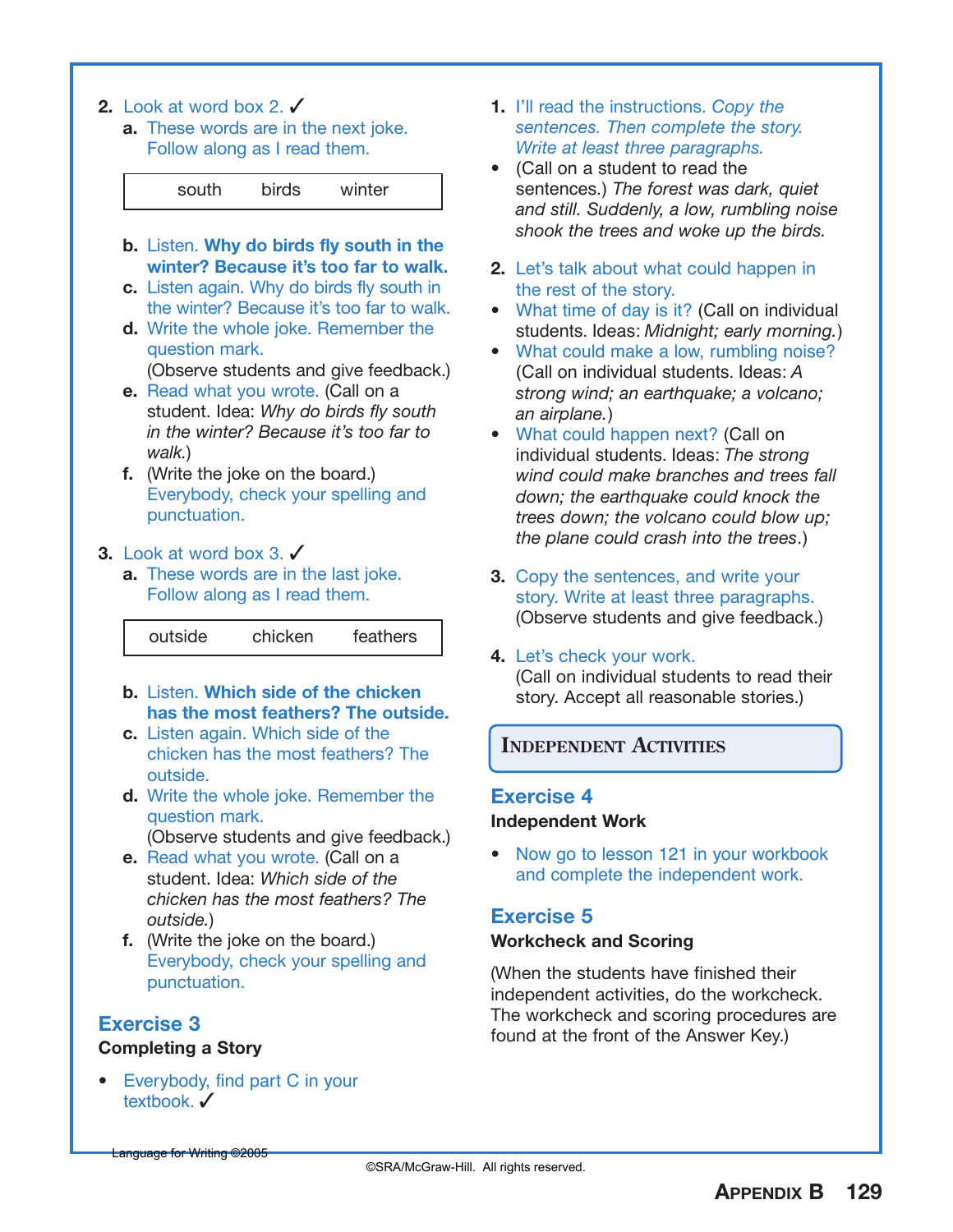2. Look at word box 2. ✓
   a. These words are in the next joke. Follow along as I read them.

| south | birds | winter |
|---|---|---|

   b. Listen. **Why do birds fly south in the winter? Because it's too far to walk.**
   c. Listen again. Why do birds fly south in the winter? Because it's too far to walk.
   d. Write the whole joke. Remember the question mark.
      (Observe students and give feedback.)
   e. Read what you wrote. (Call on a student. Idea: *Why do birds fly south in the winter? Because it's too far to walk.*)
   f. (Write the joke on the board.) Everybody, check your spelling and punctuation.

3. Look at word box 3. ✓
   a. These words are in the last joke. Follow along as I read them.

| outside | chicken | feathers |
|---|---|---|

   b. Listen. **Which side of the chicken has the most feathers? The outside.**
   c. Listen again. Which side of the chicken has the most feathers? The outside.
   d. Write the whole joke. Remember the question mark.
      (Observe students and give feedback.)
   e. Read what you wrote. (Call on a student. Idea: *Which side of the chicken has the most feathers? The outside.*)
   f. (Write the joke on the board.) Everybody, check your spelling and punctuation.

## Exercise 3

**Completing a Story**

- Everybody, find part C in your textbook. ✓

1. I'll read the instructions. *Copy the sentences. Then complete the story. Write at least three paragraphs.*
   - (Call on a student to read the sentences.) *The forest was dark, quiet and still. Suddenly, a low, rumbling noise shook the trees and woke up the birds.*

2. Let's talk about what could happen in the rest of the story.
   - What time of day is it? (Call on individual students. Ideas: *Midnight; early morning.*)
   - What could make a low, rumbling noise? (Call on individual students. Ideas: *A strong wind; an earthquake; a volcano; an airplane.*)
   - What could happen next? (Call on individual students. Ideas: *The strong wind could make branches and trees fall down; the earthquake could knock the trees down; the volcano could blow up; the plane could crash into the trees.*)

3. Copy the sentences, and write your story. Write at least three paragraphs. (Observe students and give feedback.)

4. Let's check your work.
   (Call on individual students to read their story. Accept all reasonable stories.)

## INDEPENDENT ACTIVITIES

## Exercise 4

**Independent Work**

- Now go to lesson 121 in your workbook and complete the independent work.

## Exercise 5

**Workcheck and Scoring**

(When the students have finished their independent activities, do the workcheck. The workcheck and scoring procedures are found at the front of the Answer Key.)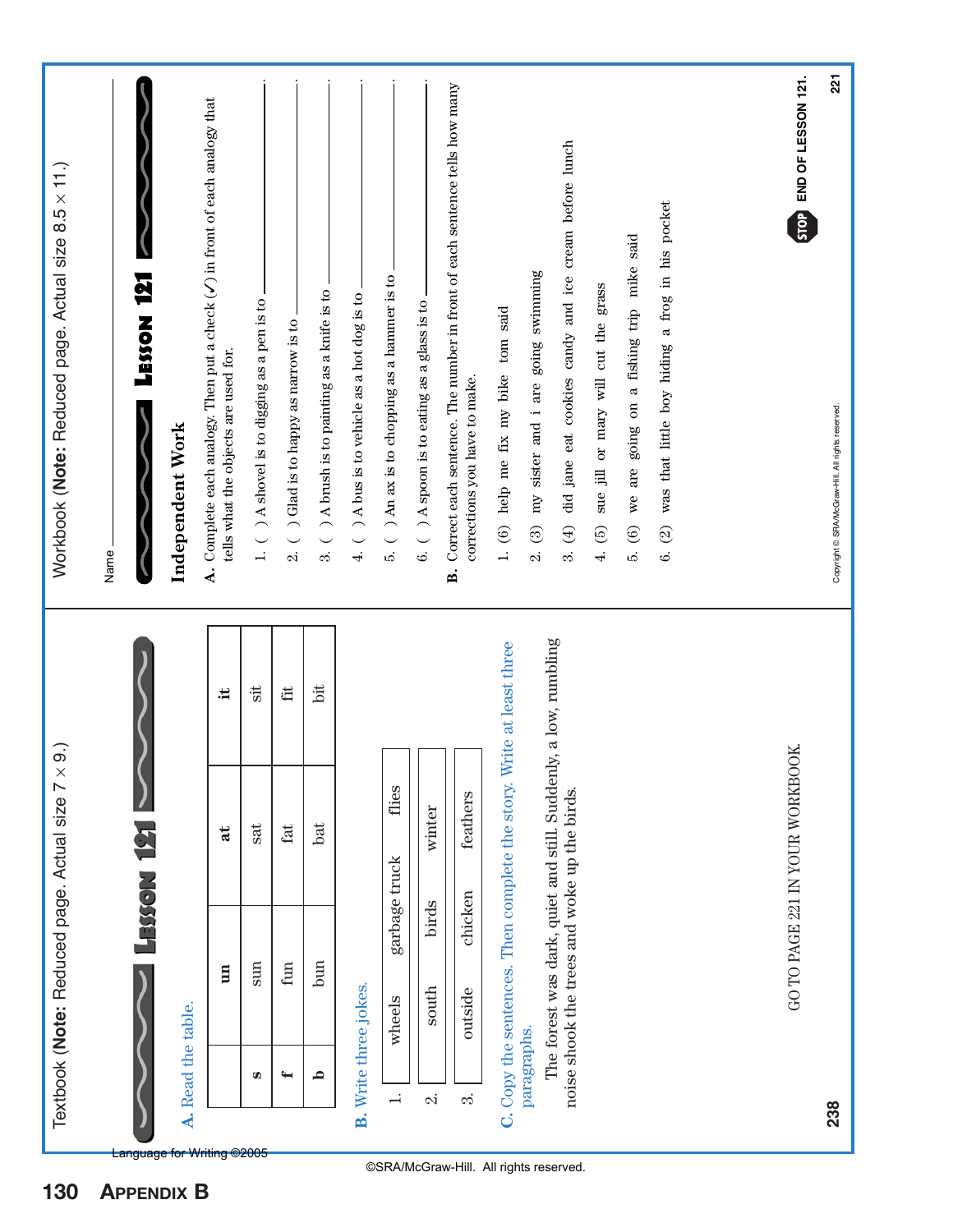Textbook (**Note:** Reduced page. Actual size 7 × 9.)

# Lesson 121

**A.** Read the table.

| | un | at | it |
|---|---|---|---|
| **s** | sun | sat | sit |
| **f** | fun | fat | fit |
| **b** | bun | bat | bit |

**B.** Write three jokes.

| | | | |
|---|---|---|---|
| 1. | wheels | garbage truck | flies |
| 2. | south | birds | winter |
| 3. | outside | chicken | feathers |

**C.** Copy the sentences. Then complete the story. Write at least three paragraphs.

The forest was dark, quiet and still. Suddenly, a low, rumbling noise shook the trees and woke up the birds.

GO TO PAGE 221 IN YOUR WORKBOOK.

Workbook (**Note:** Reduced page. Actual size 8.5 × 11.)

Name ____________________

# Lesson 121

## Independent Work

**A.** Complete each analogy. Then put a check (✓) in front of each analogy that tells what the objects are used for.

1. ( ) A shovel is to digging as a pen is to ____________________.
2. ( ) Glad is to happy as narrow is to ____________________.
3. ( ) A brush is to painting as a knife is to ____________________.
4. ( ) A bus is to vehicle as a hot dog is to ____________________.
5. ( ) An ax is to chopping as a hammer is to ____________________.
6. ( ) A spoon is to eating as a glass is to ____________________.

**B.** Correct each sentence. The number in front of each sentence tells how many corrections you have to make.

1. (6) help me fix my bike tom said
2. (3) my sister and i are going swimming
3. (4) did jane eat cookies candy and ice cream before lunch
4. (5) sue jill or mary will cut the grass
5. (6) we are going on a fishing trip mike said
6. (2) was that little boy hiding a frog in his pocket

STOP END OF LESSON 121.

Copyright © SRA/McGraw-Hill. All rights reserved.

Language for Writing ©2005

©SRA/McGraw-Hill. All rights reserved.